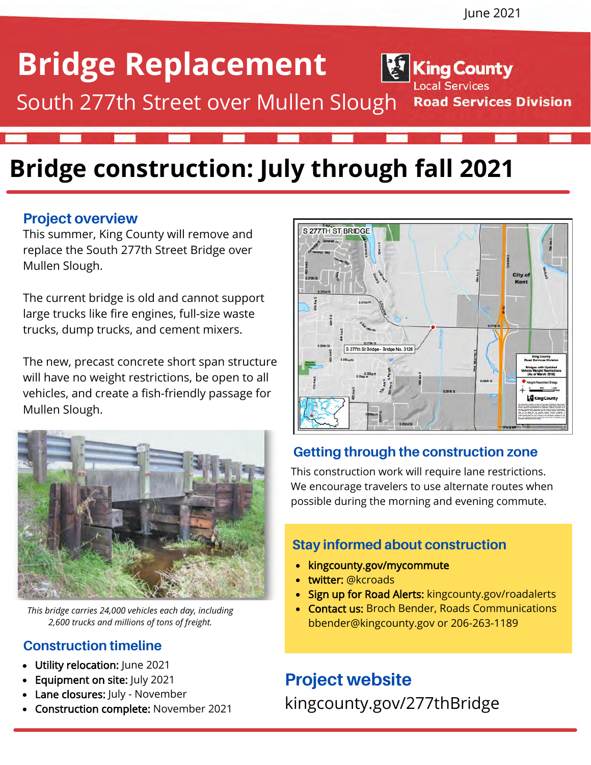June 2021

# Bridge Replacement

South 277th Street over Mullen Slough

King County Local Services Road Services Division

## Bridge construction: July through fall 2021

### Project overview

This summer, King County will remove and replace the South 277th Street Bridge over Mullen Slough.

The current bridge is old and cannot support large trucks like fire engines, full-size waste trucks, dump trucks, and cement mixers.

The new, precast concrete short span structure will have no weight restrictions, be open to all vehicles, and create a fish-friendly passage for Mullen Slough.

*This bridge carries 24,000 vehicles each day, including 2,600 trucks and millions of tons of freight.*

### Construction timeline

- **Utility relocation:** June 2021
- **Equipment on site:** July 2021
- **Lane closures:** July - November
- **Construction complete:** November 2021

### Getting through the construction zone

This construction work will require lane restrictions. We encourage travelers to use alternate routes when possible during the morning and evening commute.

### Stay informed about construction

- **kingcounty.gov/mycommute**
- **twitter:** @kcroads
- **Sign up for Road Alerts:** kingcounty.gov/roadalerts
- **Contact us:** Broch Bender, Roads Communications bbender@kingcounty.gov or 206-263-1189

## Project website

kingcounty.gov/277thBridge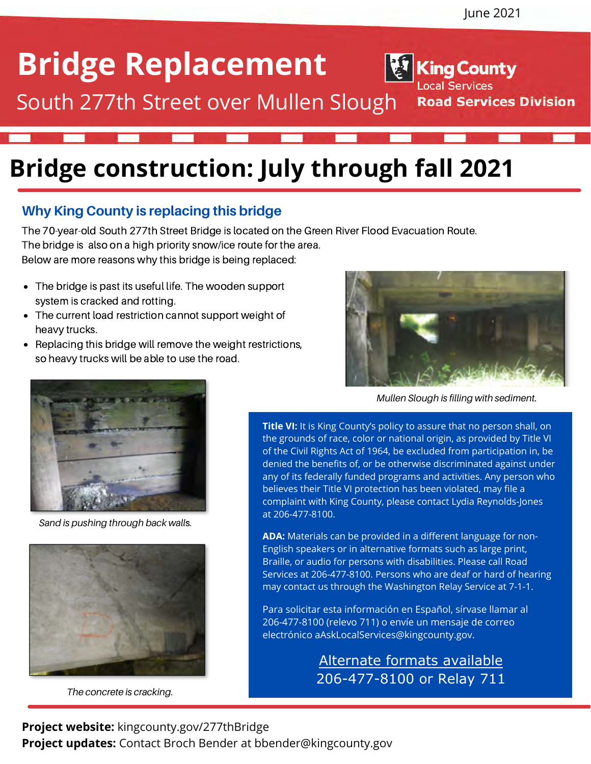June 2021

# Bridge Replacement

South 277th Street over Mullen Slough

King County Local Services
Road Services Division

## Bridge construction: July through fall 2021

### Why King County is replacing this bridge

The 70-year-old South 277th Street Bridge is located on the Green River Flood Evacuation Route. The bridge is also on a high priority snow/ice route for the area. Below are more reasons why this bridge is being replaced:

- The bridge is past its useful life. The wooden support system is cracked and rotting.
- The current load restriction cannot support weight of heavy trucks.
- Replacing this bridge will remove the weight restrictions, so heavy trucks will be able to use the road.

*Mullen Slough is filling with sediment.*

*Sand is pushing through back walls.*

*The concrete is cracking.*

**Title VI:** It is King County's policy to assure that no person shall, on the grounds of race, color or national origin, as provided by Title VI of the Civil Rights Act of 1964, be excluded from participation in, be denied the benefits of, or be otherwise discriminated against under any of its federally funded programs and activities. Any person who believes their Title VI protection has been violated, may file a complaint with King County, please contact Lydia Reynolds-Jones at 206-477-8100.

**ADA:** Materials can be provided in a different language for non-English speakers or in alternative formats such as large print, Braille, or audio for persons with disabilities. Please call Road Services at 206-477-8100. Persons who are deaf or hard of hearing may contact us through the Washington Relay Service at 7-1-1.

Para solicitar esta información en Español, sírvase llamar al 206-477-8100 (relevo 711) o envíe un mensaje de correo electrónico aAskLocalServices@kingcounty.gov.

Alternate formats available
206-477-8100 or Relay 711

**Project website:** kingcounty.gov/277thBridge
**Project updates:** Contact Broch Bender at bbender@kingcounty.gov